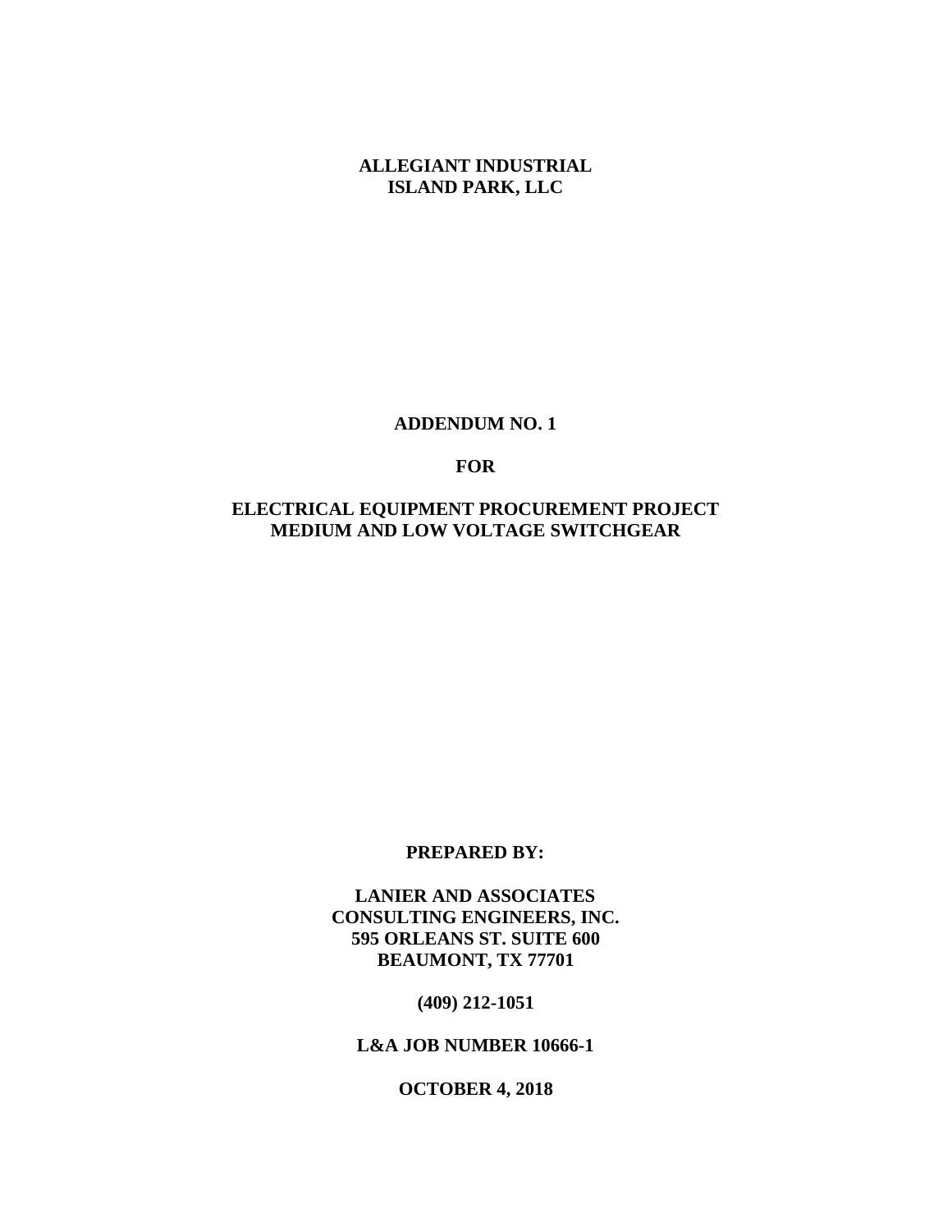**ALLEGIANT INDUSTRIAL**
**ISLAND PARK, LLC**

# ADDENDUM NO. 1

**FOR**

# ELECTRICAL EQUIPMENT PROCUREMENT PROJECT
# MEDIUM AND LOW VOLTAGE SWITCHGEAR

**PREPARED BY:**

**LANIER AND ASSOCIATES**
**CONSULTING ENGINEERS, INC.**
**595 ORLEANS ST. SUITE 600**
**BEAUMONT, TX 77701**

**(409) 212-1051**

**L&A JOB NUMBER 10666-1**

**OCTOBER 4, 2018**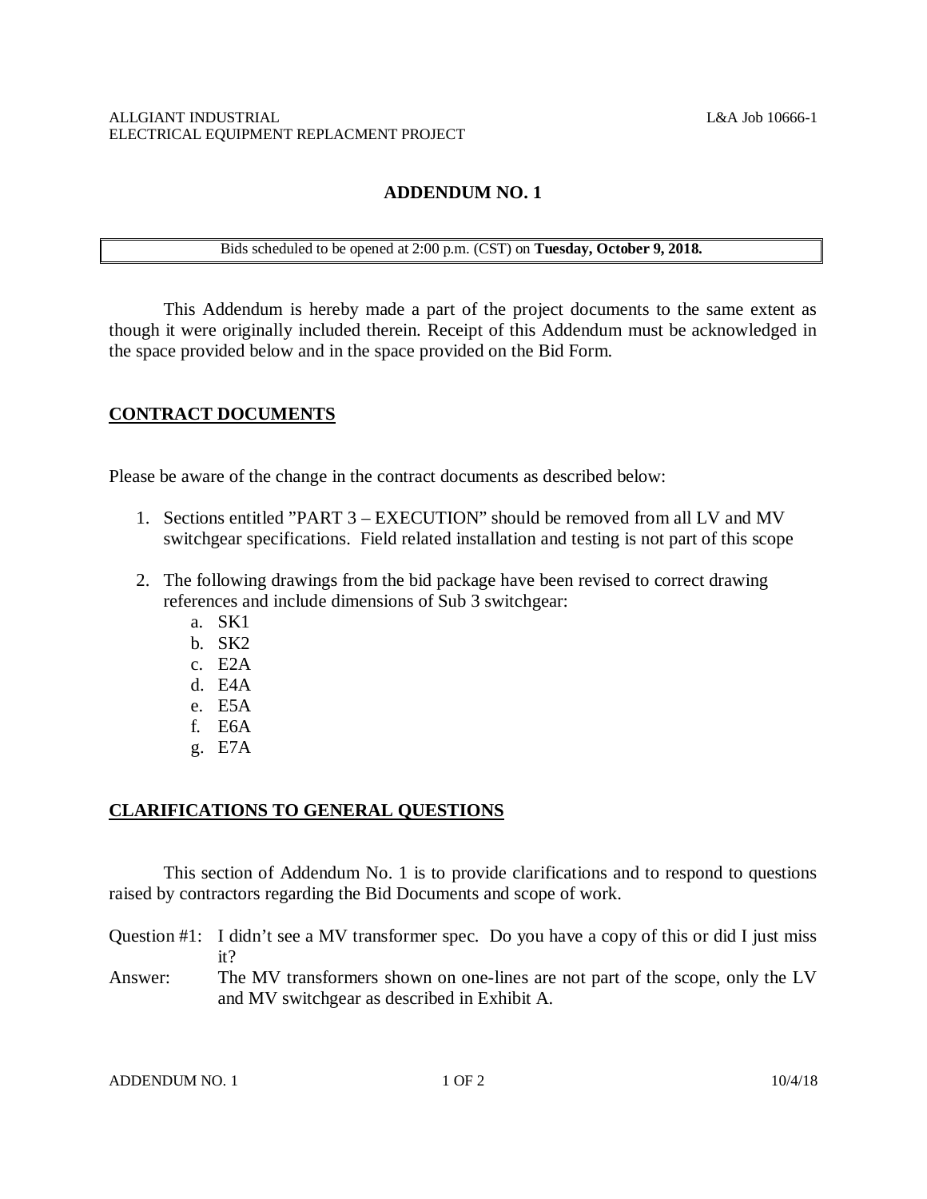ALLGIANT INDUSTRIAL
ELECTRICAL EQUIPMENT REPLACMENT PROJECT

L&A Job 10666-1

# ADDENDUM NO. 1

Bids scheduled to be opened at 2:00 p.m. (CST) on **Tuesday, October 9, 2018.**

This Addendum is hereby made a part of the project documents to the same extent as though it were originally included therein. Receipt of this Addendum must be acknowledged in the space provided below and in the space provided on the Bid Form.

## CONTRACT DOCUMENTS

Please be aware of the change in the contract documents as described below:

1. Sections entitled "PART 3 – EXECUTION" should be removed from all LV and MV switchgear specifications. Field related installation and testing is not part of this scope
2. The following drawings from the bid package have been revised to correct drawing references and include dimensions of Sub 3 switchgear:
   a. SK1
   b. SK2
   c. E2A
   d. E4A
   e. E5A
   f. E6A
   g. E7A

## CLARIFICATIONS TO GENERAL QUESTIONS

This section of Addendum No. 1 is to provide clarifications and to respond to questions raised by contractors regarding the Bid Documents and scope of work.

Question #1: I didn't see a MV transformer spec. Do you have a copy of this or did I just miss it?

Answer: The MV transformers shown on one-lines are not part of the scope, only the LV and MV switchgear as described in Exhibit A.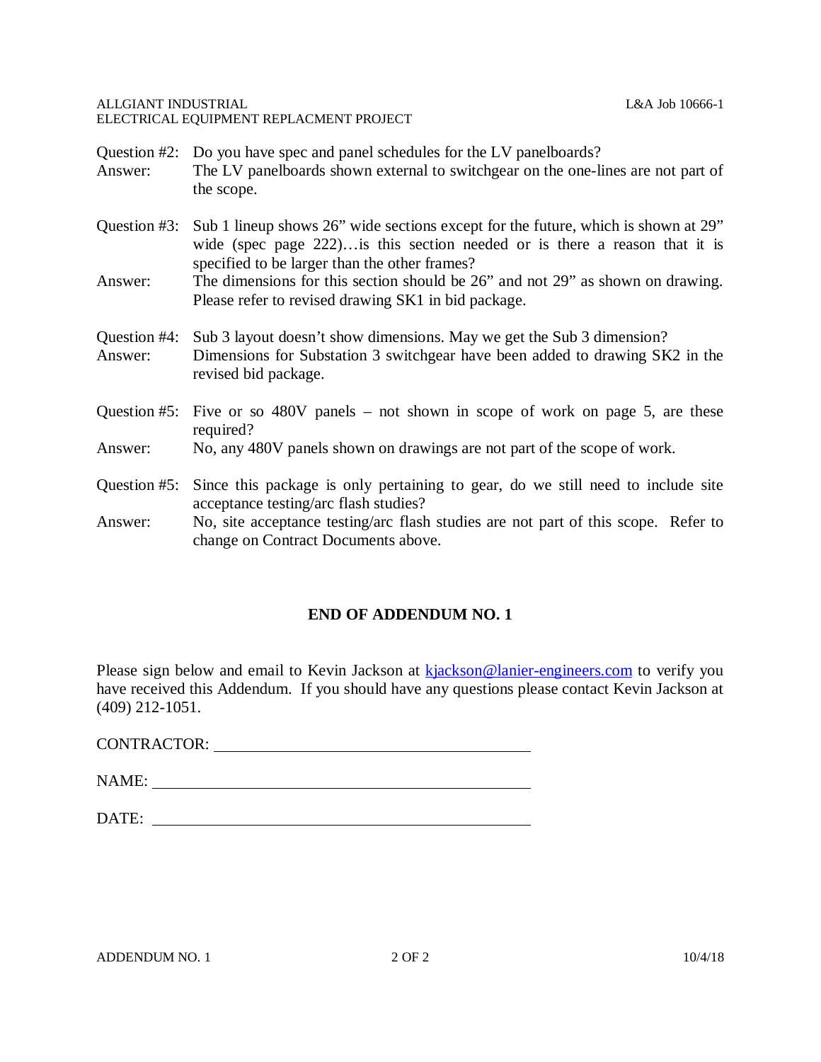Question #2: Do you have spec and panel schedules for the LV panelboards?

Answer: The LV panelboards shown external to switchgear on the one-lines are not part of the scope.

Question #3: Sub 1 lineup shows 26" wide sections except for the future, which is shown at 29" wide (spec page 222)…is this section needed or is there a reason that it is specified to be larger than the other frames?

Answer: The dimensions for this section should be 26" and not 29" as shown on drawing. Please refer to revised drawing SK1 in bid package.

Question #4: Sub 3 layout doesn't show dimensions. May we get the Sub 3 dimension?

Answer: Dimensions for Substation 3 switchgear have been added to drawing SK2 in the revised bid package.

Question #5: Five or so 480V panels – not shown in scope of work on page 5, are these required?

Answer: No, any 480V panels shown on drawings are not part of the scope of work.

Question #5: Since this package is only pertaining to gear, do we still need to include site acceptance testing/arc flash studies?

Answer: No, site acceptance testing/arc flash studies are not part of this scope. Refer to change on Contract Documents above.

**END OF ADDENDUM NO. 1**

Please sign below and email to Kevin Jackson at kjackson@lanier-engineers.com to verify you have received this Addendum. If you should have any questions please contact Kevin Jackson at (409) 212-1051.

CONTRACTOR: ______________________________

NAME: ______________________________

DATE: ______________________________